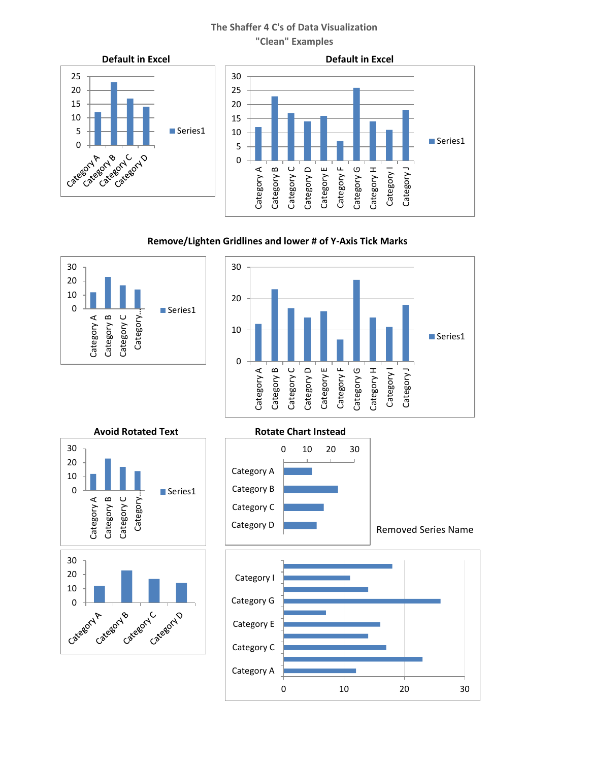# The Shaffer 4 C's of Data Visualization
## "Clean" Examples

**Default in Excel**

**Default in Excel**

**Remove/Lighten Gridlines and lower # of Y-Axis Tick Marks**

**Avoid Rotated Text**

**Rotate Chart Instead**

Removed Series Name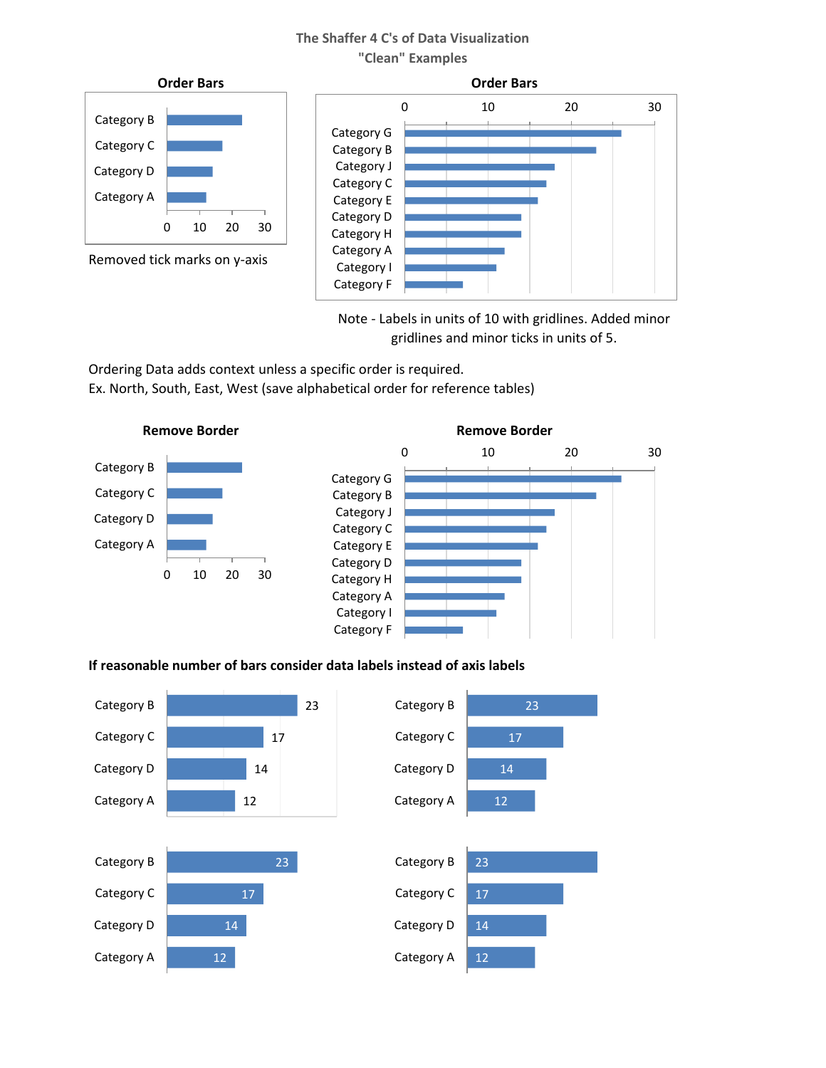# The Shaffer 4 C's of Data Visualization
## "Clean" Examples

**Order Bars**

Removed tick marks on y-axis

**Order Bars**

Note - Labels in units of 10 with gridlines. Added minor gridlines and minor ticks in units of 5.

Ordering Data adds context unless a specific order is required.
Ex. North, South, East, West (save alphabetical order for reference tables)

**Remove Border**

**Remove Border**

**If reasonable number of bars consider data labels instead of axis labels**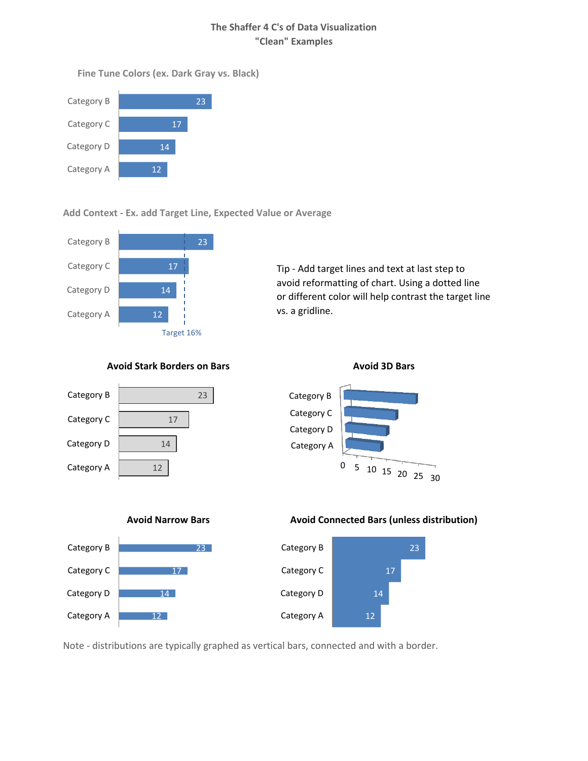# The Shaffer 4 C's of Data Visualization
## "Clean" Examples

### Fine Tune Colors (ex. Dark Gray vs. Black)

| Category | Value |
|---|---|
| Category B | 23 |
| Category C | 17 |
| Category D | 14 |
| Category A | 12 |

### Add Context - Ex. add Target Line, Expected Value or Average

| Category | Value |
|---|---|
| Category B | 23 |
| Category C | 17 |
| Category D | 14 |
| Category A | 12 |

Target 16%

Tip - Add target lines and text at last step to avoid reformatting of chart. Using a dotted line or different color will help contrast the target line vs. a gridline.

### Avoid Stark Borders on Bars

| Category | Value |
|---|---|
| Category B | 23 |
| Category C | 17 |
| Category D | 14 |
| Category A | 12 |

### Avoid 3D Bars

Category B
Category C
Category D
Category A

0 5 10 15 20 25 30

### Avoid Narrow Bars

| Category | Value |
|---|---|
| Category B | 23 |
| Category C | 17 |
| Category D | 14 |
| Category A | 12 |

### Avoid Connected Bars (unless distribution)

| Category | Value |
|---|---|
| Category B | 23 |
| Category C | 17 |
| Category D | 14 |
| Category A | 12 |

Note - distributions are typically graphed as vertical bars, connected and with a border.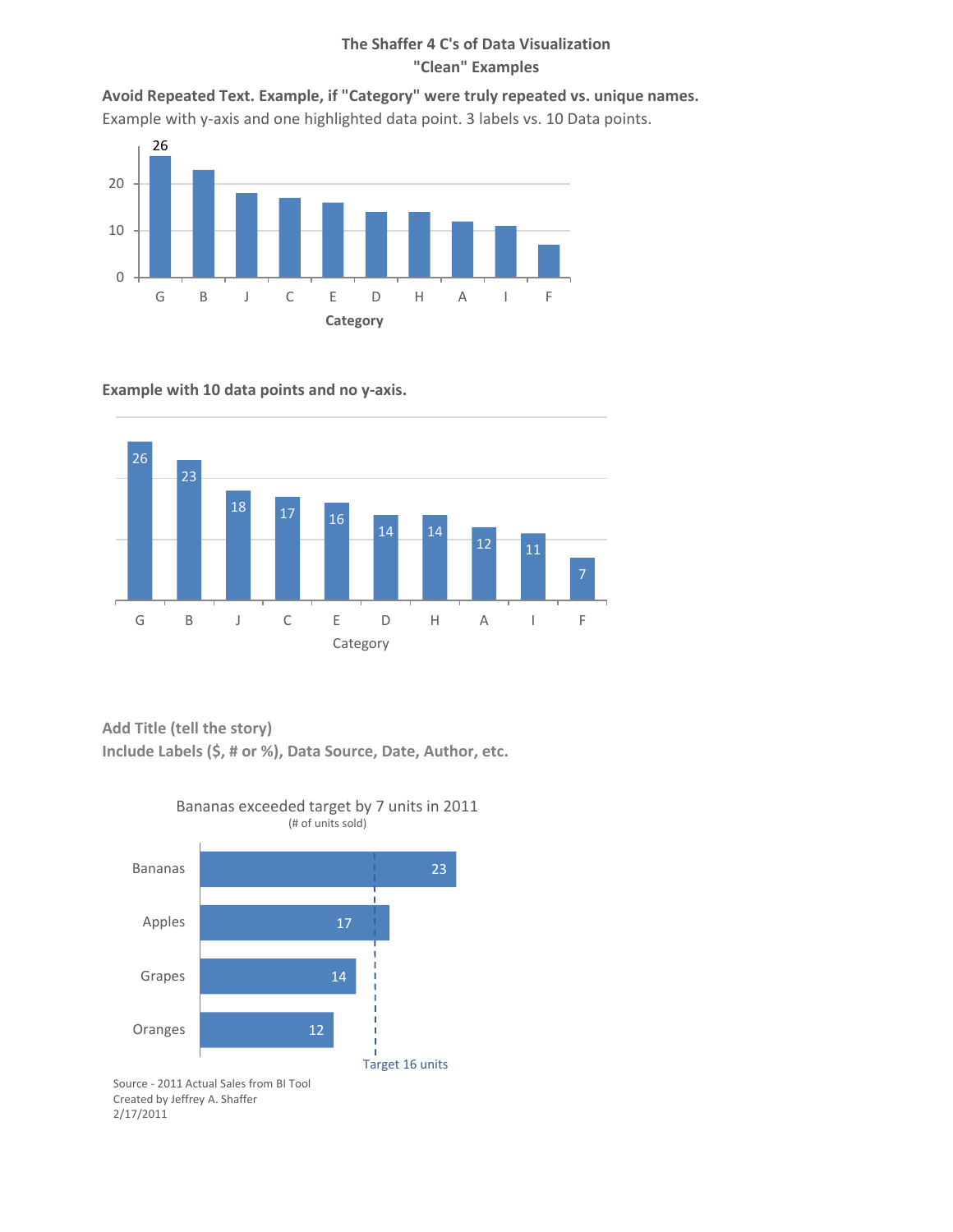## The Shaffer 4 C's of Data Visualization
## "Clean" Examples

**Avoid Repeated Text. Example, if "Category" were truly repeated vs. unique names.**

Example with y-axis and one highlighted data point. 3 labels vs. 10 Data points.

**Example with 10 data points and no y-axis.**

**Add Title (tell the story)**

**Include Labels ($, # or %), Data Source, Date, Author, etc.**

Source - 2011 Actual Sales from BI Tool
Created by Jeffrey A. Shaffer
2/17/2011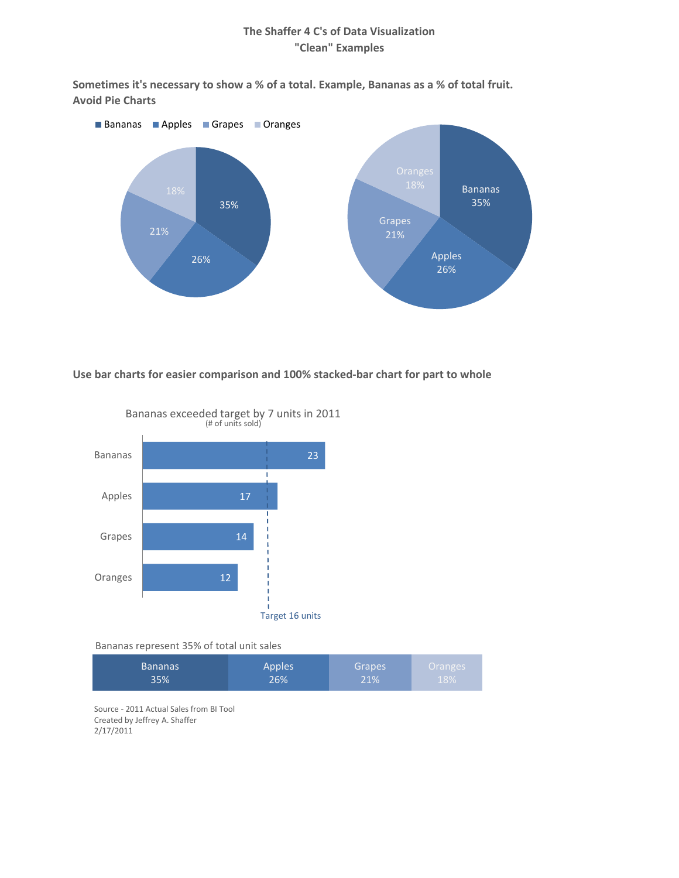# The Shaffer 4 C's of Data Visualization
## "Clean" Examples

**Sometimes it's necessary to show a % of a total. Example, Bananas as a % of total fruit. Avoid Pie Charts**

Bananas Apples Grapes Oranges

35%
26%
21%
18%

Bananas
35%

Apples
26%

Grapes
21%

Oranges
18%

**Use bar charts for easier comparison and 100% stacked-bar chart for part to whole**

Bananas exceeded target by 7 units in 2011
(# of units sold)

| Fruit | Units |
|---|---|
| Bananas | 23 |
| Apples | 17 |
| Grapes | 14 |
| Oranges | 12 |

Target 16 units

Bananas represent 35% of total unit sales

| Bananas | Apples | Grapes | Oranges |
|---|---|---|---|
| 35% | 26% | 21% | 18% |

Source - 2011 Actual Sales from BI Tool
Created by Jeffrey A. Shaffer
2/17/2011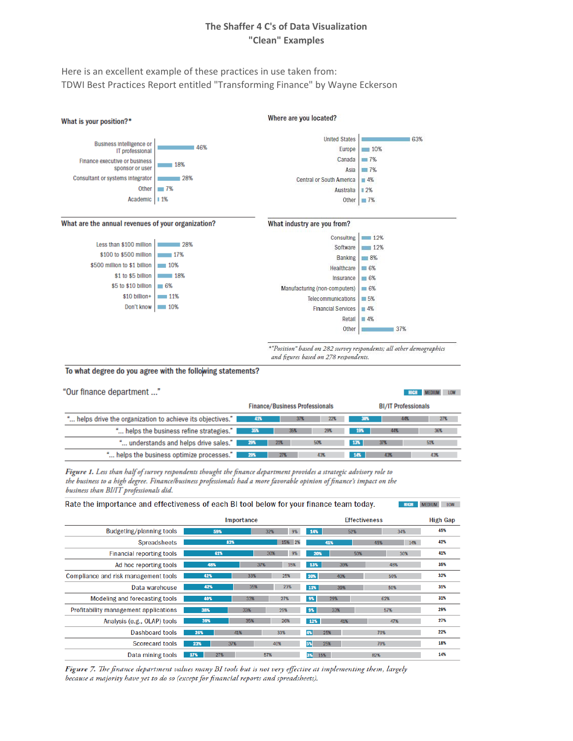# The Shaffer 4 C's of Data Visualization
## "Clean" Examples

Here is an excellent example of these practices in use taken from:
TDWI Best Practices Report entitled "Transforming Finance" by Wayne Eckerson

**What is your position?***

Business intelligence or IT professional 46%
Finance executive or business sponsor or user 18%
Consultant or systems integrator 28%
Other 7%
Academic 1%

**Where are you located?**

United States 63%
Europe 10%
Canada 7%
Asia 7%
Central or South America 4%
Australia 2%
Other 7%

**What are the annual revenues of your organization?**

Less than $100 million 28%
$100 to $500 million 17%
$500 million to $1 billion 10%
$1 to $5 billion 18%
$5 to $10 billion 6%
$10 billion+ 11%
Don't know 10%

**What industry are you from?**

Consulting 12%
Software 12%
Banking 8%
Healthcare 6%
Insurance 6%
Manufacturing (non-computers) 6%
Telecommunications 5%
Financial Services 4%
Retail 4%
Other 37%

*"Position" based on 282 survey respondents; all other demographics and figures based on 278 respondents.*

**To what degree do you agree with the following statements?**

"Our finance department ..."

HIGH MEDIUM LOW

Finance/Business Professionals
BI/IT Professionals

"... helps drive the organization to achieve its objectives." 41% 37% 22% 30% 44% 27%
"... helps the business refine strategies." 35% 35% 29% 19% 44% 36%
"... understands and helps drive sales." 29% 21% 50% 13% 37% 51%
"... helps the business optimize processes." 29% 27% 43% 14% 43% 43%

*Figure 1. Less than half of survey respondents thought the finance department provides a strategic advisory role to the business to a high degree. Finance/business professionals had a more favorable opinion of finance's impact on the business than BI/IT professionals did.*

Rate the importance and effectiveness of each BI tool below for your finance team today.

HIGH MEDIUM LOW

Importance
Effectiveness
High Gap

Budgeting/planning tools 59% 32% 9% 14% 52% 34% 45%
Spreadsheets 83% 15% 2% 41% 45% 14% 42%
Financial reporting tools 61% 30% 9% 20% 50% 30% 41%
Ad hoc reporting tools 48% 37% 15% 13% 39% 48% 35%
Compliance and risk management tools 42% 33% 25% 10% 40% 50% 32%
Data warehouse 42% 35% 23% 11% 39% 50% 31%
Modeling and forecasting tools 40% 33% 27% 9% 29% 62% 31%
Profitability management applications 38% 33% 29% 9% 33% 57% 29%
Analysis (e.g., OLAP) tools 39% 35% 26% 12% 41% 47% 27%
Dashboard tools 26% 41% 33% 4% 25% 70% 22%
Scorecard tools 23% 37% 40% 5% 25% 70% 18%
Data mining tools 17% 27% 57% 3% 15% 82% 14%

*Figure 7. The finance department values many BI tools but is not very effective at implementing them, largely because a majority have yet to do so (except for financial reports and spreadsheets).*